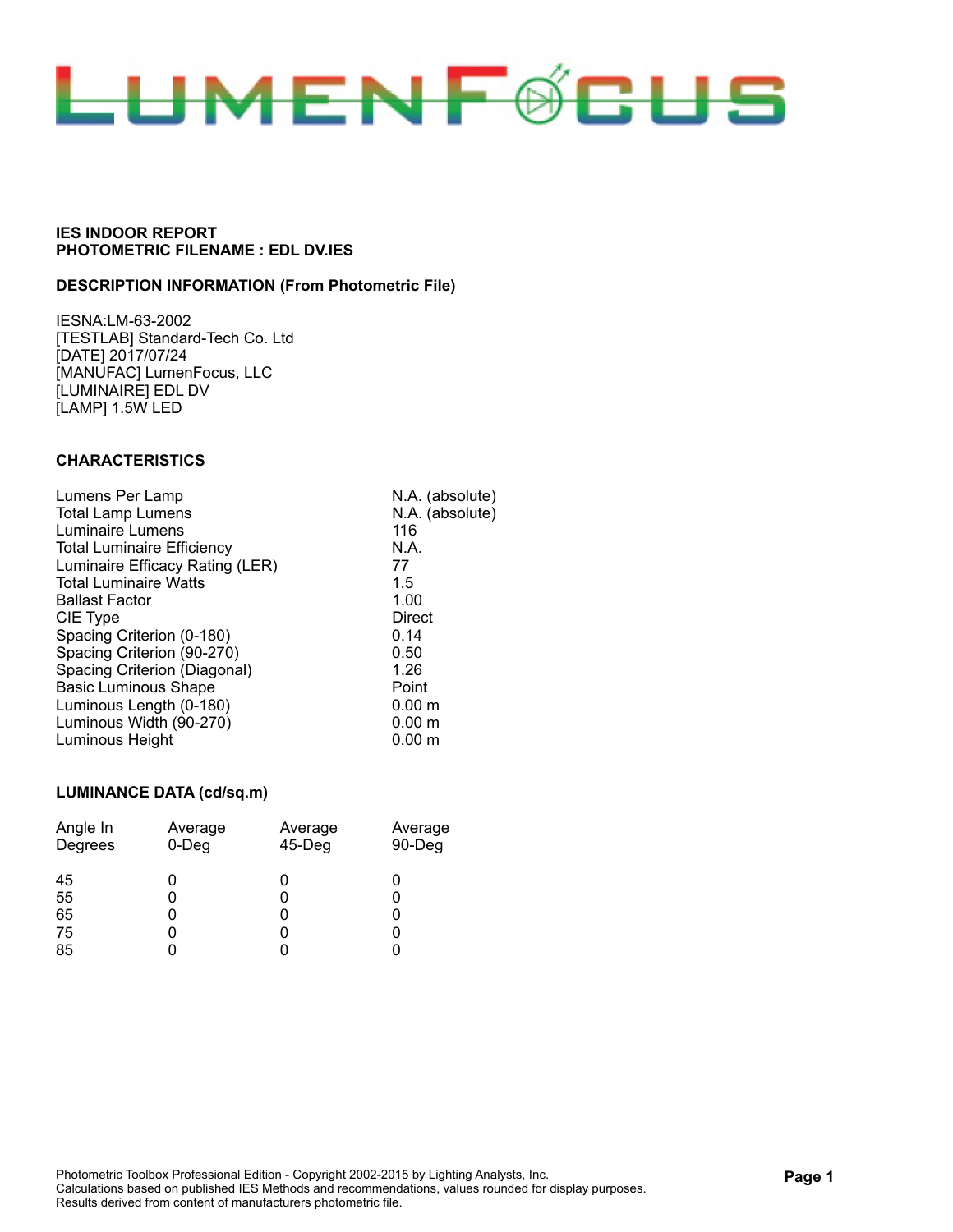# LUMENFOCUS

**IES INDOOR REPORT**
**PHOTOMETRIC FILENAME : EDL DV.IES**

**DESCRIPTION INFORMATION (From Photometric File)**

IESNA:LM-63-2002
[TESTLAB] Standard-Tech Co. Ltd
[DATE] 2017/07/24
[MANUFAC] LumenFocus, LLC
[LUMINAIRE] EDL DV
[LAMP] 1.5W LED

**CHARACTERISTICS**

| | |
|---|---|
| Lumens Per Lamp | N.A. (absolute) |
| Total Lamp Lumens | N.A. (absolute) |
| Luminaire Lumens | 116 |
| Total Luminaire Efficiency | N.A. |
| Luminaire Efficacy Rating (LER) | 77 |
| Total Luminaire Watts | 1.5 |
| Ballast Factor | 1.00 |
| CIE Type | Direct |
| Spacing Criterion (0-180) | 0.14 |
| Spacing Criterion (90-270) | 0.50 |
| Spacing Criterion (Diagonal) | 1.26 |
| Basic Luminous Shape | Point |
| Luminous Length (0-180) | 0.00 m |
| Luminous Width (90-270) | 0.00 m |
| Luminous Height | 0.00 m |

**LUMINANCE DATA (cd/sq.m)**

| Angle In Degrees | Average 0-Deg | Average 45-Deg | Average 90-Deg |
|---|---|---|---|
| 45 | 0 | 0 | 0 |
| 55 | 0 | 0 | 0 |
| 65 | 0 | 0 | 0 |
| 75 | 0 | 0 | 0 |
| 85 | 0 | 0 | 0 |

Photometric Toolbox Professional Edition - Copyright 2002-2015 by Lighting Analysts, Inc.
Calculations based on published IES Methods and recommendations, values rounded for display purposes.
Results derived from content of manufacturers photometric file.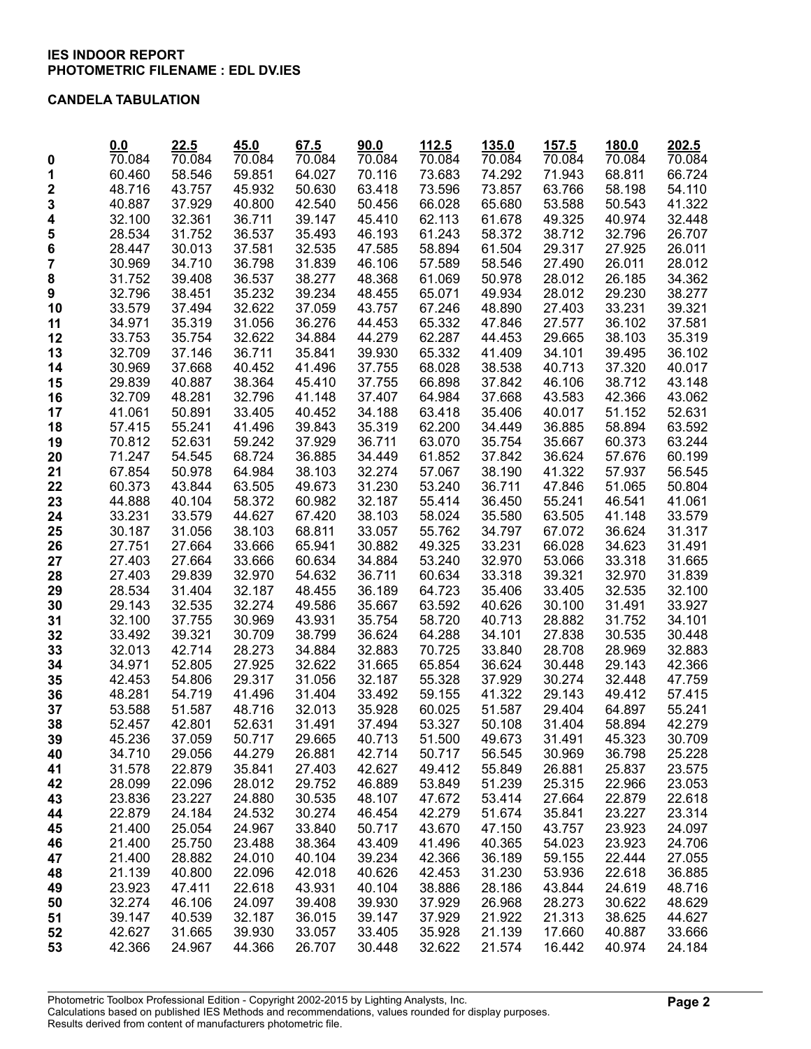**IES INDOOR REPORT**
**PHOTOMETRIC FILENAME : EDL DV.IES**

**CANDELA TABULATION**

| | 0.0 | 22.5 | 45.0 | 67.5 | 90.0 | 112.5 | 135.0 | 157.5 | 180.0 | 202.5 |
|---|---|---|---|---|---|---|---|---|---|---|
| 0 | 70.084 | 70.084 | 70.084 | 70.084 | 70.084 | 70.084 | 70.084 | 70.084 | 70.084 | 70.084 |
| 1 | 60.460 | 58.546 | 59.851 | 64.027 | 70.116 | 73.683 | 74.292 | 71.943 | 68.811 | 66.724 |
| 2 | 48.716 | 43.757 | 45.932 | 50.630 | 63.418 | 73.596 | 73.857 | 63.766 | 58.198 | 54.110 |
| 3 | 40.887 | 37.929 | 40.800 | 42.540 | 50.456 | 66.028 | 65.680 | 53.588 | 50.543 | 41.322 |
| 4 | 32.100 | 32.361 | 36.711 | 39.147 | 45.410 | 62.113 | 61.678 | 49.325 | 40.974 | 32.448 |
| 5 | 28.534 | 31.752 | 36.537 | 35.493 | 46.193 | 61.243 | 58.372 | 38.712 | 32.796 | 26.707 |
| 6 | 28.447 | 30.013 | 37.581 | 32.535 | 47.585 | 58.894 | 61.504 | 29.317 | 27.925 | 26.011 |
| 7 | 30.969 | 34.710 | 36.798 | 31.839 | 46.106 | 57.589 | 58.546 | 27.490 | 26.011 | 28.012 |
| 8 | 31.752 | 39.408 | 36.537 | 38.277 | 48.368 | 61.069 | 50.978 | 28.012 | 26.185 | 34.362 |
| 9 | 32.796 | 38.451 | 35.232 | 39.234 | 48.455 | 65.071 | 49.934 | 28.012 | 29.230 | 38.277 |
| 10 | 33.579 | 37.494 | 32.622 | 37.059 | 43.757 | 67.246 | 48.890 | 27.403 | 33.231 | 39.321 |
| 11 | 34.971 | 35.319 | 31.056 | 36.276 | 44.453 | 65.332 | 47.846 | 27.577 | 36.102 | 37.581 |
| 12 | 33.753 | 35.754 | 32.622 | 34.884 | 44.279 | 62.287 | 44.453 | 29.665 | 38.103 | 35.319 |
| 13 | 32.709 | 37.146 | 36.711 | 35.841 | 39.930 | 65.332 | 41.409 | 34.101 | 39.495 | 36.102 |
| 14 | 30.969 | 37.668 | 40.452 | 41.496 | 37.755 | 68.028 | 38.538 | 40.713 | 37.320 | 40.017 |
| 15 | 29.839 | 40.887 | 38.364 | 45.410 | 37.755 | 66.898 | 37.842 | 46.106 | 38.712 | 43.148 |
| 16 | 32.709 | 48.281 | 32.796 | 41.148 | 37.407 | 64.984 | 37.668 | 43.583 | 42.366 | 43.062 |
| 17 | 41.061 | 50.891 | 33.405 | 40.452 | 34.188 | 63.418 | 35.406 | 40.017 | 51.152 | 52.631 |
| 18 | 57.415 | 55.241 | 41.496 | 39.843 | 35.319 | 62.200 | 34.449 | 36.885 | 58.894 | 63.592 |
| 19 | 70.812 | 52.631 | 59.242 | 37.929 | 36.711 | 63.070 | 35.754 | 35.667 | 60.373 | 63.244 |
| 20 | 71.247 | 54.545 | 68.724 | 36.885 | 34.449 | 61.852 | 37.842 | 36.624 | 57.676 | 60.199 |
| 21 | 67.854 | 50.978 | 64.984 | 38.103 | 32.274 | 57.067 | 38.190 | 41.322 | 57.937 | 56.545 |
| 22 | 60.373 | 43.844 | 63.505 | 49.673 | 31.230 | 53.240 | 36.711 | 47.846 | 51.065 | 50.804 |
| 23 | 44.888 | 40.104 | 58.372 | 60.982 | 32.187 | 55.414 | 36.450 | 55.241 | 46.541 | 41.061 |
| 24 | 33.231 | 33.579 | 44.627 | 67.420 | 38.103 | 58.024 | 35.580 | 63.505 | 41.148 | 33.579 |
| 25 | 30.187 | 31.056 | 38.103 | 68.811 | 33.057 | 55.762 | 34.797 | 67.072 | 36.624 | 31.317 |
| 26 | 27.751 | 27.664 | 33.666 | 65.941 | 30.882 | 49.325 | 33.231 | 66.028 | 34.623 | 31.491 |
| 27 | 27.403 | 27.664 | 33.666 | 60.634 | 34.884 | 53.240 | 32.970 | 53.066 | 33.318 | 31.665 |
| 28 | 27.403 | 29.839 | 32.970 | 54.632 | 36.711 | 60.634 | 33.318 | 39.321 | 32.970 | 31.839 |
| 29 | 28.534 | 31.404 | 32.187 | 48.455 | 36.189 | 64.723 | 35.406 | 33.405 | 32.535 | 32.100 |
| 30 | 29.143 | 32.535 | 32.274 | 49.586 | 35.667 | 63.592 | 40.626 | 30.100 | 31.491 | 33.927 |
| 31 | 32.100 | 37.755 | 30.969 | 43.931 | 35.754 | 58.720 | 40.713 | 28.882 | 31.752 | 34.101 |
| 32 | 33.492 | 39.321 | 30.709 | 38.799 | 36.624 | 64.288 | 34.101 | 27.838 | 30.535 | 30.448 |
| 33 | 32.013 | 42.714 | 28.273 | 34.884 | 32.883 | 70.725 | 33.840 | 28.708 | 28.969 | 32.883 |
| 34 | 34.971 | 52.805 | 27.925 | 32.622 | 31.665 | 65.854 | 36.624 | 30.448 | 29.143 | 42.366 |
| 35 | 42.453 | 54.806 | 29.317 | 31.056 | 32.187 | 55.328 | 37.929 | 30.274 | 32.448 | 47.759 |
| 36 | 48.281 | 54.719 | 41.496 | 31.404 | 33.492 | 59.155 | 41.322 | 29.143 | 49.412 | 57.415 |
| 37 | 53.588 | 51.587 | 48.716 | 32.013 | 35.928 | 60.025 | 51.587 | 29.404 | 64.897 | 55.241 |
| 38 | 52.457 | 42.801 | 52.631 | 31.491 | 37.494 | 53.327 | 50.108 | 31.404 | 58.894 | 42.279 |
| 39 | 45.236 | 37.059 | 50.717 | 29.665 | 40.713 | 51.500 | 49.673 | 31.491 | 45.323 | 30.709 |
| 40 | 34.710 | 29.056 | 44.279 | 26.881 | 42.714 | 50.717 | 56.545 | 30.969 | 36.798 | 25.228 |
| 41 | 31.578 | 22.879 | 35.841 | 27.403 | 42.627 | 49.412 | 55.849 | 26.881 | 25.837 | 23.575 |
| 42 | 28.099 | 22.096 | 28.012 | 29.752 | 46.889 | 53.849 | 51.239 | 25.315 | 22.966 | 23.053 |
| 43 | 23.836 | 23.227 | 24.880 | 30.535 | 48.107 | 47.672 | 53.414 | 27.664 | 22.879 | 22.618 |
| 44 | 22.879 | 24.184 | 24.532 | 30.274 | 46.454 | 42.279 | 51.674 | 35.841 | 23.227 | 23.314 |
| 45 | 21.400 | 25.054 | 24.967 | 33.840 | 50.717 | 43.670 | 47.150 | 43.757 | 23.923 | 24.097 |
| 46 | 21.400 | 25.750 | 23.488 | 38.364 | 43.409 | 41.496 | 40.365 | 54.023 | 23.923 | 24.706 |
| 47 | 21.400 | 28.882 | 24.010 | 40.104 | 39.234 | 42.366 | 36.189 | 59.155 | 22.444 | 27.055 |
| 48 | 21.139 | 40.800 | 22.096 | 42.018 | 40.626 | 42.453 | 31.230 | 53.936 | 22.618 | 36.885 |
| 49 | 23.923 | 47.411 | 22.618 | 43.931 | 40.104 | 38.886 | 28.186 | 43.844 | 24.619 | 48.716 |
| 50 | 32.274 | 46.106 | 24.097 | 39.408 | 39.930 | 37.929 | 26.968 | 28.273 | 30.622 | 48.629 |
| 51 | 39.147 | 40.539 | 32.187 | 36.015 | 39.147 | 37.929 | 21.922 | 21.313 | 38.625 | 44.627 |
| 52 | 42.627 | 31.665 | 39.930 | 33.057 | 33.405 | 35.928 | 21.139 | 17.660 | 40.887 | 33.666 |
| 53 | 42.366 | 24.967 | 44.366 | 26.707 | 30.448 | 32.622 | 21.574 | 16.442 | 40.974 | 24.184 |

Photometric Toolbox Professional Edition - Copyright 2002-2015 by Lighting Analysts, Inc.
Calculations based on published IES Methods and recommendations, values rounded for display purposes.
Results derived from content of manufacturers photometric file.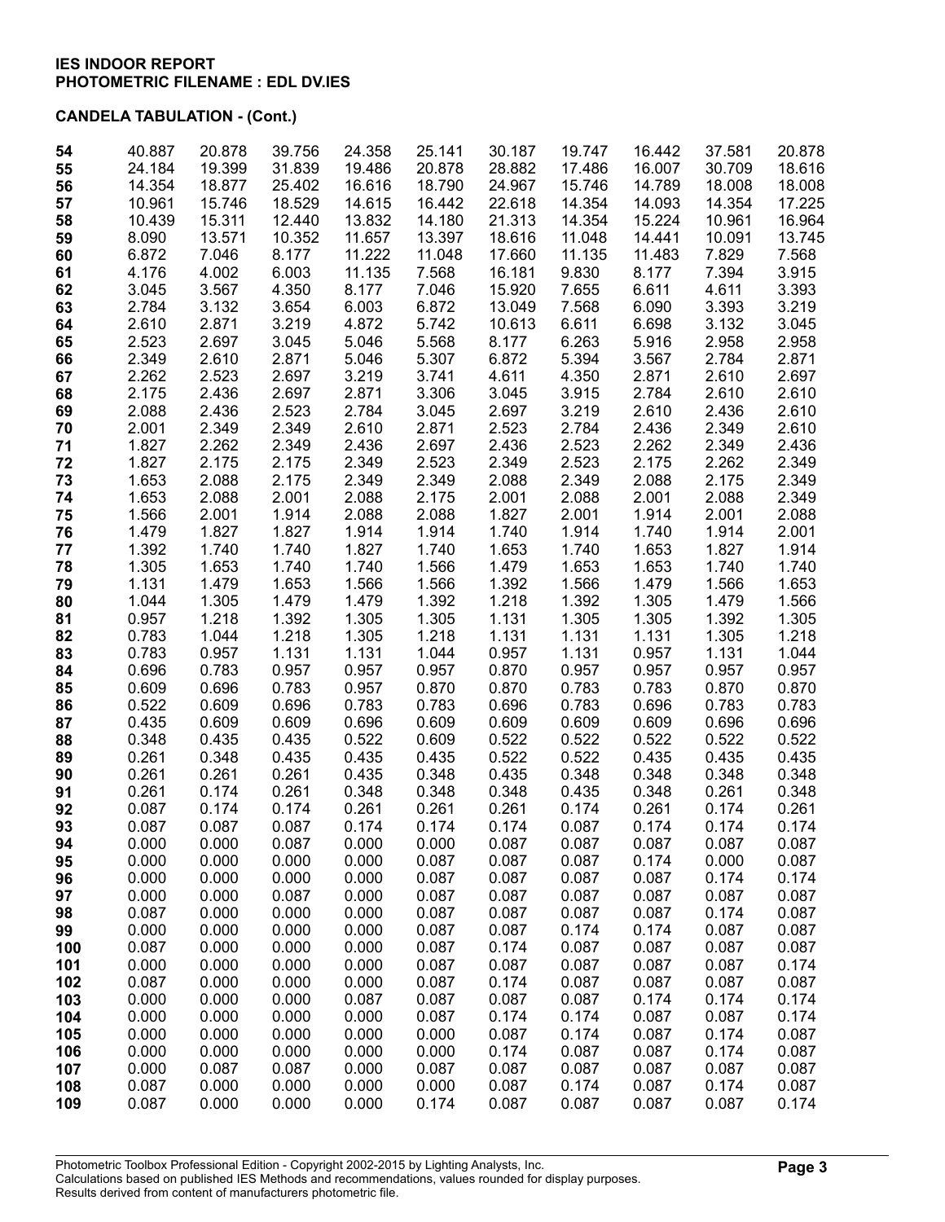**IES INDOOR REPORT**
**PHOTOMETRIC FILENAME : EDL DV.IES**

**CANDELA TABULATION - (Cont.)**

| | | | | | | | | | | |
|---|---|---|---|---|---|---|---|---|---|---|
| 54 | 40.887 | 20.878 | 39.756 | 24.358 | 25.141 | 30.187 | 19.747 | 16.442 | 37.581 | 20.878 |
| 55 | 24.184 | 19.399 | 31.839 | 19.486 | 20.878 | 28.882 | 17.486 | 16.007 | 30.709 | 18.616 |
| 56 | 14.354 | 18.877 | 25.402 | 16.616 | 18.790 | 24.967 | 15.746 | 14.789 | 18.008 | 18.008 |
| 57 | 10.961 | 15.746 | 18.529 | 14.615 | 16.442 | 22.618 | 14.354 | 14.093 | 14.354 | 17.225 |
| 58 | 10.439 | 15.311 | 12.440 | 13.832 | 14.180 | 21.313 | 14.354 | 15.224 | 10.961 | 16.964 |
| 59 | 8.090 | 13.571 | 10.352 | 11.657 | 13.397 | 18.616 | 11.048 | 14.441 | 10.091 | 13.745 |
| 60 | 6.872 | 7.046 | 8.177 | 11.222 | 11.048 | 17.660 | 11.135 | 11.483 | 7.829 | 7.568 |
| 61 | 4.176 | 4.002 | 6.003 | 11.135 | 7.568 | 16.181 | 9.830 | 8.177 | 7.394 | 3.915 |
| 62 | 3.045 | 3.567 | 4.350 | 8.177 | 7.046 | 15.920 | 7.655 | 6.611 | 4.611 | 3.393 |
| 63 | 2.784 | 3.132 | 3.654 | 6.003 | 6.872 | 13.049 | 7.568 | 6.090 | 3.393 | 3.219 |
| 64 | 2.610 | 2.871 | 3.219 | 4.872 | 5.742 | 10.613 | 6.611 | 6.698 | 3.132 | 3.045 |
| 65 | 2.523 | 2.697 | 3.045 | 5.046 | 5.568 | 8.177 | 6.263 | 5.916 | 2.958 | 2.958 |
| 66 | 2.349 | 2.610 | 2.871 | 5.046 | 5.307 | 6.872 | 5.394 | 3.567 | 2.784 | 2.871 |
| 67 | 2.262 | 2.523 | 2.697 | 3.219 | 3.741 | 4.611 | 4.350 | 2.871 | 2.610 | 2.697 |
| 68 | 2.175 | 2.436 | 2.697 | 2.871 | 3.306 | 3.045 | 3.915 | 2.784 | 2.610 | 2.610 |
| 69 | 2.088 | 2.436 | 2.523 | 2.784 | 3.045 | 2.697 | 3.219 | 2.610 | 2.436 | 2.610 |
| 70 | 2.001 | 2.349 | 2.349 | 2.610 | 2.871 | 2.523 | 2.784 | 2.436 | 2.349 | 2.610 |
| 71 | 1.827 | 2.262 | 2.349 | 2.436 | 2.697 | 2.436 | 2.523 | 2.262 | 2.349 | 2.436 |
| 72 | 1.827 | 2.175 | 2.175 | 2.349 | 2.523 | 2.349 | 2.523 | 2.175 | 2.262 | 2.349 |
| 73 | 1.653 | 2.088 | 2.175 | 2.349 | 2.349 | 2.088 | 2.349 | 2.088 | 2.175 | 2.349 |
| 74 | 1.653 | 2.088 | 2.001 | 2.088 | 2.175 | 2.001 | 2.088 | 2.001 | 2.088 | 2.349 |
| 75 | 1.566 | 2.001 | 1.914 | 2.088 | 2.088 | 1.827 | 2.001 | 1.914 | 2.001 | 2.088 |
| 76 | 1.479 | 1.827 | 1.827 | 1.914 | 1.914 | 1.740 | 1.914 | 1.740 | 1.914 | 2.001 |
| 77 | 1.392 | 1.740 | 1.740 | 1.827 | 1.740 | 1.653 | 1.740 | 1.653 | 1.827 | 1.914 |
| 78 | 1.305 | 1.653 | 1.740 | 1.740 | 1.566 | 1.479 | 1.653 | 1.653 | 1.740 | 1.740 |
| 79 | 1.131 | 1.479 | 1.653 | 1.566 | 1.566 | 1.392 | 1.566 | 1.479 | 1.566 | 1.653 |
| 80 | 1.044 | 1.305 | 1.479 | 1.479 | 1.392 | 1.218 | 1.392 | 1.305 | 1.479 | 1.566 |
| 81 | 0.957 | 1.218 | 1.392 | 1.305 | 1.305 | 1.131 | 1.305 | 1.305 | 1.392 | 1.305 |
| 82 | 0.783 | 1.044 | 1.218 | 1.305 | 1.218 | 1.131 | 1.131 | 1.131 | 1.305 | 1.218 |
| 83 | 0.783 | 0.957 | 1.131 | 1.131 | 1.044 | 0.957 | 1.131 | 0.957 | 1.131 | 1.044 |
| 84 | 0.696 | 0.783 | 0.957 | 0.957 | 0.957 | 0.870 | 0.957 | 0.957 | 0.957 | 0.957 |
| 85 | 0.609 | 0.696 | 0.783 | 0.957 | 0.870 | 0.870 | 0.783 | 0.783 | 0.870 | 0.870 |
| 86 | 0.522 | 0.609 | 0.696 | 0.783 | 0.783 | 0.696 | 0.783 | 0.696 | 0.783 | 0.783 |
| 87 | 0.435 | 0.609 | 0.609 | 0.696 | 0.609 | 0.609 | 0.609 | 0.609 | 0.696 | 0.696 |
| 88 | 0.348 | 0.435 | 0.435 | 0.522 | 0.609 | 0.522 | 0.522 | 0.522 | 0.522 | 0.522 |
| 89 | 0.261 | 0.348 | 0.435 | 0.435 | 0.435 | 0.522 | 0.522 | 0.435 | 0.435 | 0.435 |
| 90 | 0.261 | 0.261 | 0.261 | 0.435 | 0.348 | 0.435 | 0.348 | 0.348 | 0.348 | 0.348 |
| 91 | 0.261 | 0.174 | 0.261 | 0.348 | 0.348 | 0.348 | 0.435 | 0.348 | 0.261 | 0.348 |
| 92 | 0.087 | 0.174 | 0.174 | 0.261 | 0.261 | 0.261 | 0.174 | 0.261 | 0.174 | 0.261 |
| 93 | 0.087 | 0.087 | 0.087 | 0.174 | 0.174 | 0.174 | 0.087 | 0.174 | 0.174 | 0.174 |
| 94 | 0.000 | 0.000 | 0.087 | 0.000 | 0.000 | 0.087 | 0.087 | 0.087 | 0.087 | 0.087 |
| 95 | 0.000 | 0.000 | 0.000 | 0.000 | 0.087 | 0.087 | 0.087 | 0.174 | 0.000 | 0.087 |
| 96 | 0.000 | 0.000 | 0.000 | 0.000 | 0.087 | 0.087 | 0.087 | 0.087 | 0.174 | 0.174 |
| 97 | 0.000 | 0.000 | 0.087 | 0.000 | 0.087 | 0.087 | 0.087 | 0.087 | 0.087 | 0.087 |
| 98 | 0.087 | 0.000 | 0.000 | 0.000 | 0.087 | 0.087 | 0.087 | 0.087 | 0.174 | 0.087 |
| 99 | 0.000 | 0.000 | 0.000 | 0.000 | 0.087 | 0.087 | 0.174 | 0.174 | 0.087 | 0.087 |
| 100 | 0.087 | 0.000 | 0.000 | 0.000 | 0.087 | 0.174 | 0.087 | 0.087 | 0.087 | 0.087 |
| 101 | 0.000 | 0.000 | 0.000 | 0.000 | 0.087 | 0.087 | 0.087 | 0.087 | 0.087 | 0.174 |
| 102 | 0.087 | 0.000 | 0.000 | 0.000 | 0.087 | 0.174 | 0.087 | 0.087 | 0.087 | 0.087 |
| 103 | 0.000 | 0.000 | 0.000 | 0.087 | 0.087 | 0.087 | 0.087 | 0.174 | 0.174 | 0.174 |
| 104 | 0.000 | 0.000 | 0.000 | 0.000 | 0.087 | 0.174 | 0.174 | 0.087 | 0.087 | 0.174 |
| 105 | 0.000 | 0.000 | 0.000 | 0.000 | 0.000 | 0.087 | 0.174 | 0.087 | 0.174 | 0.087 |
| 106 | 0.000 | 0.000 | 0.000 | 0.000 | 0.000 | 0.174 | 0.087 | 0.087 | 0.174 | 0.087 |
| 107 | 0.000 | 0.087 | 0.087 | 0.000 | 0.087 | 0.087 | 0.087 | 0.087 | 0.087 | 0.087 |
| 108 | 0.087 | 0.000 | 0.000 | 0.000 | 0.000 | 0.087 | 0.174 | 0.087 | 0.174 | 0.087 |
| 109 | 0.087 | 0.000 | 0.000 | 0.000 | 0.174 | 0.087 | 0.087 | 0.087 | 0.087 | 0.174 |

Photometric Toolbox Professional Edition - Copyright 2002-2015 by Lighting Analysts, Inc.
Calculations based on published IES Methods and recommendations, values rounded for display purposes.
Results derived from content of manufacturers photometric file.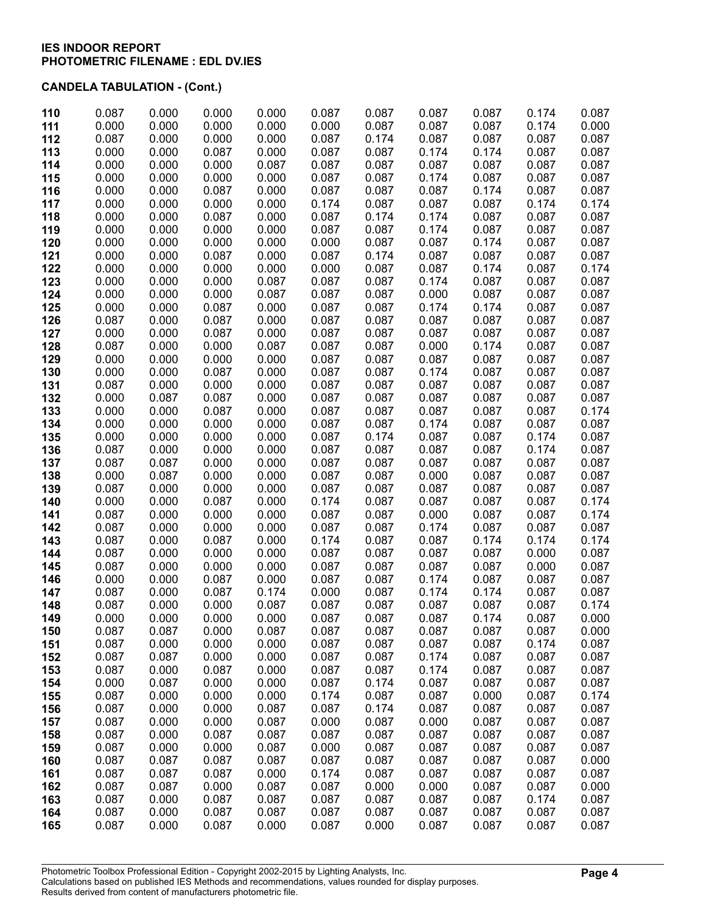**IES INDOOR REPORT**
**PHOTOMETRIC FILENAME : EDL DV.IES**

**CANDELA TABULATION - (Cont.)**

| | | | | | | | | | | |
|---|---|---|---|---|---|---|---|---|---|---|
| **110** | 0.087 | 0.000 | 0.000 | 0.000 | 0.087 | 0.087 | 0.087 | 0.087 | 0.174 | 0.087 |
| **111** | 0.000 | 0.000 | 0.000 | 0.000 | 0.000 | 0.087 | 0.087 | 0.087 | 0.174 | 0.000 |
| **112** | 0.087 | 0.000 | 0.000 | 0.000 | 0.087 | 0.174 | 0.087 | 0.087 | 0.087 | 0.087 |
| **113** | 0.000 | 0.000 | 0.087 | 0.000 | 0.087 | 0.087 | 0.174 | 0.174 | 0.087 | 0.087 |
| **114** | 0.000 | 0.000 | 0.000 | 0.087 | 0.087 | 0.087 | 0.087 | 0.087 | 0.087 | 0.087 |
| **115** | 0.000 | 0.000 | 0.000 | 0.000 | 0.087 | 0.087 | 0.174 | 0.087 | 0.087 | 0.087 |
| **116** | 0.000 | 0.000 | 0.087 | 0.000 | 0.087 | 0.087 | 0.087 | 0.174 | 0.087 | 0.087 |
| **117** | 0.000 | 0.000 | 0.000 | 0.000 | 0.174 | 0.087 | 0.087 | 0.087 | 0.174 | 0.174 |
| **118** | 0.000 | 0.000 | 0.087 | 0.000 | 0.087 | 0.174 | 0.174 | 0.087 | 0.087 | 0.087 |
| **119** | 0.000 | 0.000 | 0.000 | 0.000 | 0.087 | 0.087 | 0.174 | 0.087 | 0.087 | 0.087 |
| **120** | 0.000 | 0.000 | 0.000 | 0.000 | 0.000 | 0.087 | 0.087 | 0.174 | 0.087 | 0.087 |
| **121** | 0.000 | 0.000 | 0.087 | 0.000 | 0.087 | 0.174 | 0.087 | 0.087 | 0.087 | 0.087 |
| **122** | 0.000 | 0.000 | 0.000 | 0.000 | 0.000 | 0.087 | 0.087 | 0.174 | 0.087 | 0.174 |
| **123** | 0.000 | 0.000 | 0.000 | 0.087 | 0.087 | 0.087 | 0.174 | 0.087 | 0.087 | 0.087 |
| **124** | 0.000 | 0.000 | 0.000 | 0.087 | 0.087 | 0.087 | 0.000 | 0.087 | 0.087 | 0.087 |
| **125** | 0.000 | 0.000 | 0.087 | 0.000 | 0.087 | 0.087 | 0.174 | 0.174 | 0.087 | 0.087 |
| **126** | 0.087 | 0.000 | 0.087 | 0.000 | 0.087 | 0.087 | 0.087 | 0.087 | 0.087 | 0.087 |
| **127** | 0.000 | 0.000 | 0.087 | 0.000 | 0.087 | 0.087 | 0.087 | 0.087 | 0.087 | 0.087 |
| **128** | 0.087 | 0.000 | 0.000 | 0.087 | 0.087 | 0.087 | 0.000 | 0.174 | 0.087 | 0.087 |
| **129** | 0.000 | 0.000 | 0.000 | 0.000 | 0.087 | 0.087 | 0.087 | 0.087 | 0.087 | 0.087 |
| **130** | 0.000 | 0.000 | 0.087 | 0.000 | 0.087 | 0.087 | 0.174 | 0.087 | 0.087 | 0.087 |
| **131** | 0.087 | 0.000 | 0.000 | 0.000 | 0.087 | 0.087 | 0.087 | 0.087 | 0.087 | 0.087 |
| **132** | 0.000 | 0.087 | 0.087 | 0.000 | 0.087 | 0.087 | 0.087 | 0.087 | 0.087 | 0.087 |
| **133** | 0.000 | 0.000 | 0.087 | 0.000 | 0.087 | 0.087 | 0.087 | 0.087 | 0.087 | 0.174 |
| **134** | 0.000 | 0.000 | 0.000 | 0.000 | 0.087 | 0.087 | 0.174 | 0.087 | 0.087 | 0.087 |
| **135** | 0.000 | 0.000 | 0.000 | 0.000 | 0.087 | 0.174 | 0.087 | 0.087 | 0.174 | 0.087 |
| **136** | 0.087 | 0.000 | 0.000 | 0.000 | 0.087 | 0.087 | 0.087 | 0.087 | 0.174 | 0.087 |
| **137** | 0.087 | 0.087 | 0.000 | 0.000 | 0.087 | 0.087 | 0.087 | 0.087 | 0.087 | 0.087 |
| **138** | 0.000 | 0.087 | 0.000 | 0.000 | 0.087 | 0.087 | 0.000 | 0.087 | 0.087 | 0.087 |
| **139** | 0.087 | 0.000 | 0.000 | 0.000 | 0.087 | 0.087 | 0.087 | 0.087 | 0.087 | 0.087 |
| **140** | 0.000 | 0.000 | 0.087 | 0.000 | 0.174 | 0.087 | 0.087 | 0.087 | 0.087 | 0.174 |
| **141** | 0.087 | 0.000 | 0.000 | 0.000 | 0.087 | 0.087 | 0.000 | 0.087 | 0.087 | 0.174 |
| **142** | 0.087 | 0.000 | 0.000 | 0.000 | 0.087 | 0.087 | 0.174 | 0.087 | 0.087 | 0.087 |
| **143** | 0.087 | 0.000 | 0.087 | 0.000 | 0.174 | 0.087 | 0.087 | 0.174 | 0.174 | 0.174 |
| **144** | 0.087 | 0.000 | 0.000 | 0.000 | 0.087 | 0.087 | 0.087 | 0.087 | 0.000 | 0.087 |
| **145** | 0.087 | 0.000 | 0.000 | 0.000 | 0.087 | 0.087 | 0.087 | 0.087 | 0.000 | 0.087 |
| **146** | 0.000 | 0.000 | 0.087 | 0.000 | 0.087 | 0.087 | 0.174 | 0.087 | 0.087 | 0.087 |
| **147** | 0.087 | 0.000 | 0.087 | 0.174 | 0.000 | 0.087 | 0.174 | 0.174 | 0.087 | 0.087 |
| **148** | 0.087 | 0.000 | 0.000 | 0.087 | 0.087 | 0.087 | 0.087 | 0.087 | 0.087 | 0.174 |
| **149** | 0.000 | 0.000 | 0.000 | 0.000 | 0.087 | 0.087 | 0.087 | 0.174 | 0.087 | 0.000 |
| **150** | 0.087 | 0.087 | 0.000 | 0.087 | 0.087 | 0.087 | 0.087 | 0.087 | 0.087 | 0.000 |
| **151** | 0.087 | 0.000 | 0.000 | 0.000 | 0.087 | 0.087 | 0.087 | 0.087 | 0.174 | 0.087 |
| **152** | 0.087 | 0.087 | 0.000 | 0.000 | 0.087 | 0.087 | 0.174 | 0.087 | 0.087 | 0.087 |
| **153** | 0.087 | 0.000 | 0.087 | 0.000 | 0.087 | 0.087 | 0.174 | 0.087 | 0.087 | 0.087 |
| **154** | 0.000 | 0.087 | 0.000 | 0.000 | 0.087 | 0.174 | 0.087 | 0.087 | 0.087 | 0.087 |
| **155** | 0.087 | 0.000 | 0.000 | 0.000 | 0.174 | 0.087 | 0.087 | 0.000 | 0.087 | 0.174 |
| **156** | 0.087 | 0.000 | 0.000 | 0.087 | 0.087 | 0.174 | 0.087 | 0.087 | 0.087 | 0.087 |
| **157** | 0.087 | 0.000 | 0.000 | 0.087 | 0.000 | 0.087 | 0.000 | 0.087 | 0.087 | 0.087 |
| **158** | 0.087 | 0.000 | 0.087 | 0.087 | 0.087 | 0.087 | 0.087 | 0.087 | 0.087 | 0.087 |
| **159** | 0.087 | 0.000 | 0.000 | 0.087 | 0.000 | 0.087 | 0.087 | 0.087 | 0.087 | 0.087 |
| **160** | 0.087 | 0.087 | 0.087 | 0.087 | 0.087 | 0.087 | 0.087 | 0.087 | 0.087 | 0.000 |
| **161** | 0.087 | 0.087 | 0.087 | 0.000 | 0.174 | 0.087 | 0.087 | 0.087 | 0.087 | 0.087 |
| **162** | 0.087 | 0.087 | 0.000 | 0.087 | 0.087 | 0.000 | 0.000 | 0.087 | 0.087 | 0.000 |
| **163** | 0.087 | 0.000 | 0.087 | 0.087 | 0.087 | 0.087 | 0.087 | 0.087 | 0.174 | 0.087 |
| **164** | 0.087 | 0.000 | 0.087 | 0.087 | 0.087 | 0.087 | 0.087 | 0.087 | 0.087 | 0.087 |
| **165** | 0.087 | 0.000 | 0.087 | 0.000 | 0.087 | 0.000 | 0.087 | 0.087 | 0.087 | 0.087 |

Photometric Toolbox Professional Edition - Copyright 2002-2015 by Lighting Analysts, Inc.
Calculations based on published IES Methods and recommendations, values rounded for display purposes.
Results derived from content of manufacturers photometric file.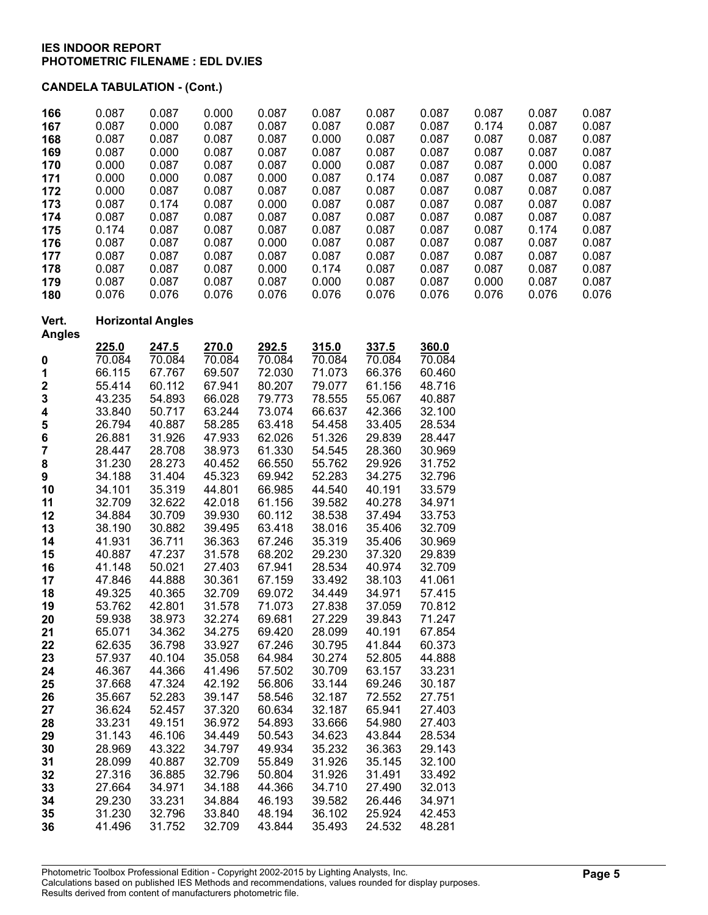**IES INDOOR REPORT**
**PHOTOMETRIC FILENAME : EDL DV.IES**

**CANDELA TABULATION - (Cont.)**

| | | | | | | | | | | |
|---|---|---|---|---|---|---|---|---|---|---|
| **166** | 0.087 | 0.087 | 0.000 | 0.087 | 0.087 | 0.087 | 0.087 | 0.087 | 0.087 | 0.087 |
| **167** | 0.087 | 0.000 | 0.087 | 0.087 | 0.087 | 0.087 | 0.087 | 0.174 | 0.087 | 0.087 |
| **168** | 0.087 | 0.087 | 0.087 | 0.087 | 0.000 | 0.087 | 0.087 | 0.087 | 0.087 | 0.087 |
| **169** | 0.087 | 0.000 | 0.087 | 0.087 | 0.087 | 0.087 | 0.087 | 0.087 | 0.087 | 0.087 |
| **170** | 0.000 | 0.087 | 0.087 | 0.087 | 0.000 | 0.087 | 0.087 | 0.087 | 0.000 | 0.087 |
| **171** | 0.000 | 0.000 | 0.087 | 0.000 | 0.087 | 0.174 | 0.087 | 0.087 | 0.087 | 0.087 |
| **172** | 0.000 | 0.087 | 0.087 | 0.087 | 0.087 | 0.087 | 0.087 | 0.087 | 0.087 | 0.087 |
| **173** | 0.087 | 0.174 | 0.087 | 0.000 | 0.087 | 0.087 | 0.087 | 0.087 | 0.087 | 0.087 |
| **174** | 0.087 | 0.087 | 0.087 | 0.087 | 0.087 | 0.087 | 0.087 | 0.087 | 0.087 | 0.087 |
| **175** | 0.174 | 0.087 | 0.087 | 0.087 | 0.087 | 0.087 | 0.087 | 0.087 | 0.174 | 0.087 |
| **176** | 0.087 | 0.087 | 0.087 | 0.000 | 0.087 | 0.087 | 0.087 | 0.087 | 0.087 | 0.087 |
| **177** | 0.087 | 0.087 | 0.087 | 0.087 | 0.087 | 0.087 | 0.087 | 0.087 | 0.087 | 0.087 |
| **178** | 0.087 | 0.087 | 0.087 | 0.000 | 0.174 | 0.087 | 0.087 | 0.087 | 0.087 | 0.087 |
| **179** | 0.087 | 0.087 | 0.087 | 0.087 | 0.000 | 0.087 | 0.087 | 0.000 | 0.087 | 0.087 |
| **180** | 0.076 | 0.076 | 0.076 | 0.076 | 0.076 | 0.076 | 0.076 | 0.076 | 0.076 | 0.076 |

| **Vert. Angles** | **Horizontal Angles** | | | | | | |
|---|---|---|---|---|---|---|---|
| | **225.0** | **247.5** | **270.0** | **292.5** | **315.0** | **337.5** | **360.0** |
| **0** | 70.084 | 70.084 | 70.084 | 70.084 | 70.084 | 70.084 | 70.084 |
| **1** | 66.115 | 67.767 | 69.507 | 72.030 | 71.073 | 66.376 | 60.460 |
| **2** | 55.414 | 60.112 | 67.941 | 80.207 | 79.077 | 61.156 | 48.716 |
| **3** | 43.235 | 54.893 | 66.028 | 79.773 | 78.555 | 55.067 | 40.887 |
| **4** | 33.840 | 50.717 | 63.244 | 73.074 | 66.637 | 42.366 | 32.100 |
| **5** | 26.794 | 40.887 | 58.285 | 63.418 | 54.458 | 33.405 | 28.534 |
| **6** | 26.881 | 31.926 | 47.933 | 62.026 | 51.326 | 29.839 | 28.447 |
| **7** | 28.447 | 28.708 | 38.973 | 61.330 | 54.545 | 28.360 | 30.969 |
| **8** | 31.230 | 28.273 | 40.452 | 66.550 | 55.762 | 29.926 | 31.752 |
| **9** | 34.188 | 31.404 | 45.323 | 69.942 | 52.283 | 34.275 | 32.796 |
| **10** | 34.101 | 35.319 | 44.801 | 66.985 | 44.540 | 40.191 | 33.579 |
| **11** | 32.709 | 32.622 | 42.018 | 61.156 | 39.582 | 40.278 | 34.971 |
| **12** | 34.884 | 30.709 | 39.930 | 60.112 | 38.538 | 37.494 | 33.753 |
| **13** | 38.190 | 30.882 | 39.495 | 63.418 | 38.016 | 35.406 | 32.709 |
| **14** | 41.931 | 36.711 | 36.363 | 67.246 | 35.319 | 35.406 | 30.969 |
| **15** | 40.887 | 47.237 | 31.578 | 68.202 | 29.230 | 37.320 | 29.839 |
| **16** | 41.148 | 50.021 | 27.403 | 67.941 | 28.534 | 40.974 | 32.709 |
| **17** | 47.846 | 44.888 | 30.361 | 67.159 | 33.492 | 38.103 | 41.061 |
| **18** | 49.325 | 40.365 | 32.709 | 69.072 | 34.449 | 34.971 | 57.415 |
| **19** | 53.762 | 42.801 | 31.578 | 71.073 | 27.838 | 37.059 | 70.812 |
| **20** | 59.938 | 38.973 | 32.274 | 69.681 | 27.229 | 39.843 | 71.247 |
| **21** | 65.071 | 34.362 | 34.275 | 69.420 | 28.099 | 40.191 | 67.854 |
| **22** | 62.635 | 36.798 | 33.927 | 67.246 | 30.795 | 41.844 | 60.373 |
| **23** | 57.937 | 40.104 | 35.058 | 64.984 | 30.274 | 52.805 | 44.888 |
| **24** | 46.367 | 44.366 | 41.496 | 57.502 | 30.709 | 63.157 | 33.231 |
| **25** | 37.668 | 47.324 | 42.192 | 56.806 | 33.144 | 69.246 | 30.187 |
| **26** | 35.667 | 52.283 | 39.147 | 58.546 | 32.187 | 72.552 | 27.751 |
| **27** | 36.624 | 52.457 | 37.320 | 60.634 | 32.187 | 65.941 | 27.403 |
| **28** | 33.231 | 49.151 | 36.972 | 54.893 | 33.666 | 54.980 | 27.403 |
| **29** | 31.143 | 46.106 | 34.449 | 50.543 | 34.623 | 43.844 | 28.534 |
| **30** | 28.969 | 43.322 | 34.797 | 49.934 | 35.232 | 36.363 | 29.143 |
| **31** | 28.099 | 40.887 | 32.709 | 55.849 | 31.926 | 35.145 | 32.100 |
| **32** | 27.316 | 36.885 | 32.796 | 50.804 | 31.926 | 31.491 | 33.492 |
| **33** | 27.664 | 34.971 | 34.188 | 44.366 | 34.710 | 27.490 | 32.013 |
| **34** | 29.230 | 33.231 | 34.884 | 46.193 | 39.582 | 26.446 | 34.971 |
| **35** | 31.230 | 32.796 | 33.840 | 48.194 | 36.102 | 25.924 | 42.453 |
| **36** | 41.496 | 31.752 | 32.709 | 43.844 | 35.493 | 24.532 | 48.281 |

Photometric Toolbox Professional Edition - Copyright 2002-2015 by Lighting Analysts, Inc.
Calculations based on published IES Methods and recommendations, values rounded for display purposes.
Results derived from content of manufacturers photometric file.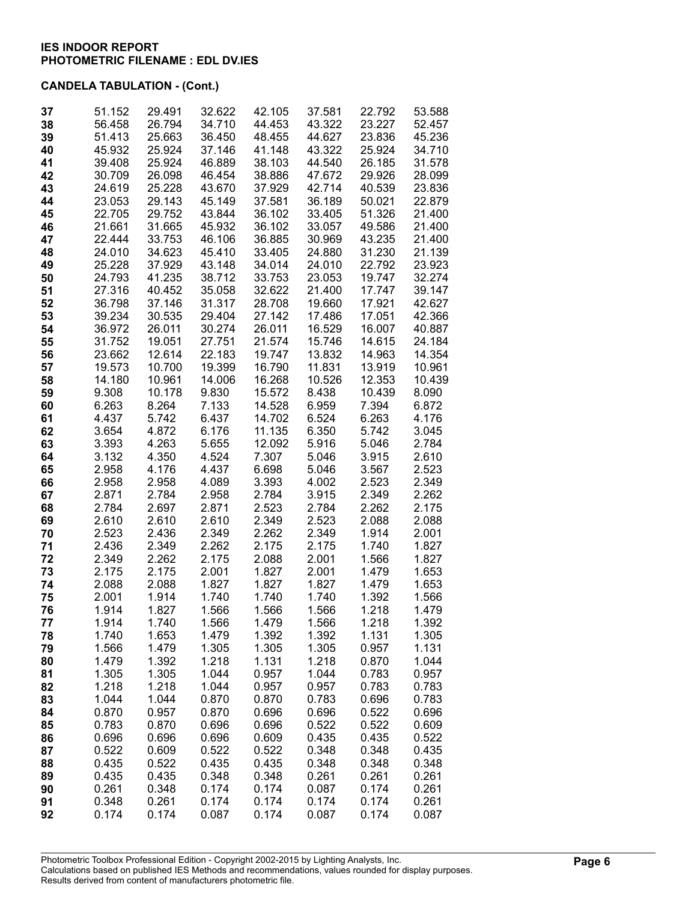**IES INDOOR REPORT**
**PHOTOMETRIC FILENAME : EDL DV.IES**

**CANDELA TABULATION - (Cont.)**

| | | | | | | | |
|---|---|---|---|---|---|---|---|
| **37** | 51.152 | 29.491 | 32.622 | 42.105 | 37.581 | 22.792 | 53.588 |
| **38** | 56.458 | 26.794 | 34.710 | 44.453 | 43.322 | 23.227 | 52.457 |
| **39** | 51.413 | 25.663 | 36.450 | 48.455 | 44.627 | 23.836 | 45.236 |
| **40** | 45.932 | 25.924 | 37.146 | 41.148 | 43.322 | 25.924 | 34.710 |
| **41** | 39.408 | 25.924 | 46.889 | 38.103 | 44.540 | 26.185 | 31.578 |
| **42** | 30.709 | 26.098 | 46.454 | 38.886 | 47.672 | 29.926 | 28.099 |
| **43** | 24.619 | 25.228 | 43.670 | 37.929 | 42.714 | 40.539 | 23.836 |
| **44** | 23.053 | 29.143 | 45.149 | 37.581 | 36.189 | 50.021 | 22.879 |
| **45** | 22.705 | 29.752 | 43.844 | 36.102 | 33.405 | 51.326 | 21.400 |
| **46** | 21.661 | 31.665 | 45.932 | 36.102 | 33.057 | 49.586 | 21.400 |
| **47** | 22.444 | 33.753 | 46.106 | 36.885 | 30.969 | 43.235 | 21.400 |
| **48** | 24.010 | 34.623 | 45.410 | 33.405 | 24.880 | 31.230 | 21.139 |
| **49** | 25.228 | 37.929 | 43.148 | 34.014 | 24.010 | 22.792 | 23.923 |
| **50** | 24.793 | 41.235 | 38.712 | 33.753 | 23.053 | 19.747 | 32.274 |
| **51** | 27.316 | 40.452 | 35.058 | 32.622 | 21.400 | 17.747 | 39.147 |
| **52** | 36.798 | 37.146 | 31.317 | 28.708 | 19.660 | 17.921 | 42.627 |
| **53** | 39.234 | 30.535 | 29.404 | 27.142 | 17.486 | 17.051 | 42.366 |
| **54** | 36.972 | 26.011 | 30.274 | 26.011 | 16.529 | 16.007 | 40.887 |
| **55** | 31.752 | 19.051 | 27.751 | 21.574 | 15.746 | 14.615 | 24.184 |
| **56** | 23.662 | 12.614 | 22.183 | 19.747 | 13.832 | 14.963 | 14.354 |
| **57** | 19.573 | 10.700 | 19.399 | 16.790 | 11.831 | 13.919 | 10.961 |
| **58** | 14.180 | 10.961 | 14.006 | 16.268 | 10.526 | 12.353 | 10.439 |
| **59** | 9.308 | 10.178 | 9.830 | 15.572 | 8.438 | 10.439 | 8.090 |
| **60** | 6.263 | 8.264 | 7.133 | 14.528 | 6.959 | 7.394 | 6.872 |
| **61** | 4.437 | 5.742 | 6.437 | 14.702 | 6.524 | 6.263 | 4.176 |
| **62** | 3.654 | 4.872 | 6.176 | 11.135 | 6.350 | 5.742 | 3.045 |
| **63** | 3.393 | 4.263 | 5.655 | 12.092 | 5.916 | 5.046 | 2.784 |
| **64** | 3.132 | 4.350 | 4.524 | 7.307 | 5.046 | 3.915 | 2.610 |
| **65** | 2.958 | 4.176 | 4.437 | 6.698 | 5.046 | 3.567 | 2.523 |
| **66** | 2.958 | 2.958 | 4.089 | 3.393 | 4.002 | 2.523 | 2.349 |
| **67** | 2.871 | 2.784 | 2.958 | 2.784 | 3.915 | 2.349 | 2.262 |
| **68** | 2.784 | 2.697 | 2.871 | 2.523 | 2.784 | 2.262 | 2.175 |
| **69** | 2.610 | 2.610 | 2.610 | 2.349 | 2.523 | 2.088 | 2.088 |
| **70** | 2.523 | 2.436 | 2.349 | 2.262 | 2.349 | 1.914 | 2.001 |
| **71** | 2.436 | 2.349 | 2.262 | 2.175 | 2.175 | 1.740 | 1.827 |
| **72** | 2.349 | 2.262 | 2.175 | 2.088 | 2.001 | 1.566 | 1.827 |
| **73** | 2.175 | 2.175 | 2.001 | 1.827 | 2.001 | 1.479 | 1.653 |
| **74** | 2.088 | 2.088 | 1.827 | 1.827 | 1.827 | 1.479 | 1.653 |
| **75** | 2.001 | 1.914 | 1.740 | 1.740 | 1.740 | 1.392 | 1.566 |
| **76** | 1.914 | 1.827 | 1.566 | 1.566 | 1.566 | 1.218 | 1.479 |
| **77** | 1.914 | 1.740 | 1.566 | 1.479 | 1.566 | 1.218 | 1.392 |
| **78** | 1.740 | 1.653 | 1.479 | 1.392 | 1.392 | 1.131 | 1.305 |
| **79** | 1.566 | 1.479 | 1.305 | 1.305 | 1.305 | 0.957 | 1.131 |
| **80** | 1.479 | 1.392 | 1.218 | 1.131 | 1.218 | 0.870 | 1.044 |
| **81** | 1.305 | 1.305 | 1.044 | 0.957 | 1.044 | 0.783 | 0.957 |
| **82** | 1.218 | 1.218 | 1.044 | 0.957 | 0.957 | 0.783 | 0.783 |
| **83** | 1.044 | 1.044 | 0.870 | 0.870 | 0.783 | 0.696 | 0.783 |
| **84** | 0.870 | 0.957 | 0.870 | 0.696 | 0.696 | 0.522 | 0.696 |
| **85** | 0.783 | 0.870 | 0.696 | 0.696 | 0.522 | 0.522 | 0.609 |
| **86** | 0.696 | 0.696 | 0.696 | 0.609 | 0.435 | 0.435 | 0.522 |
| **87** | 0.522 | 0.609 | 0.522 | 0.522 | 0.348 | 0.348 | 0.435 |
| **88** | 0.435 | 0.522 | 0.435 | 0.435 | 0.348 | 0.348 | 0.348 |
| **89** | 0.435 | 0.435 | 0.348 | 0.348 | 0.261 | 0.261 | 0.261 |
| **90** | 0.261 | 0.348 | 0.174 | 0.174 | 0.087 | 0.174 | 0.261 |
| **91** | 0.348 | 0.261 | 0.174 | 0.174 | 0.174 | 0.174 | 0.261 |
| **92** | 0.174 | 0.174 | 0.087 | 0.174 | 0.087 | 0.174 | 0.087 |

Photometric Toolbox Professional Edition - Copyright 2002-2015 by Lighting Analysts, Inc.
Calculations based on published IES Methods and recommendations, values rounded for display purposes.
Results derived from content of manufacturers photometric file.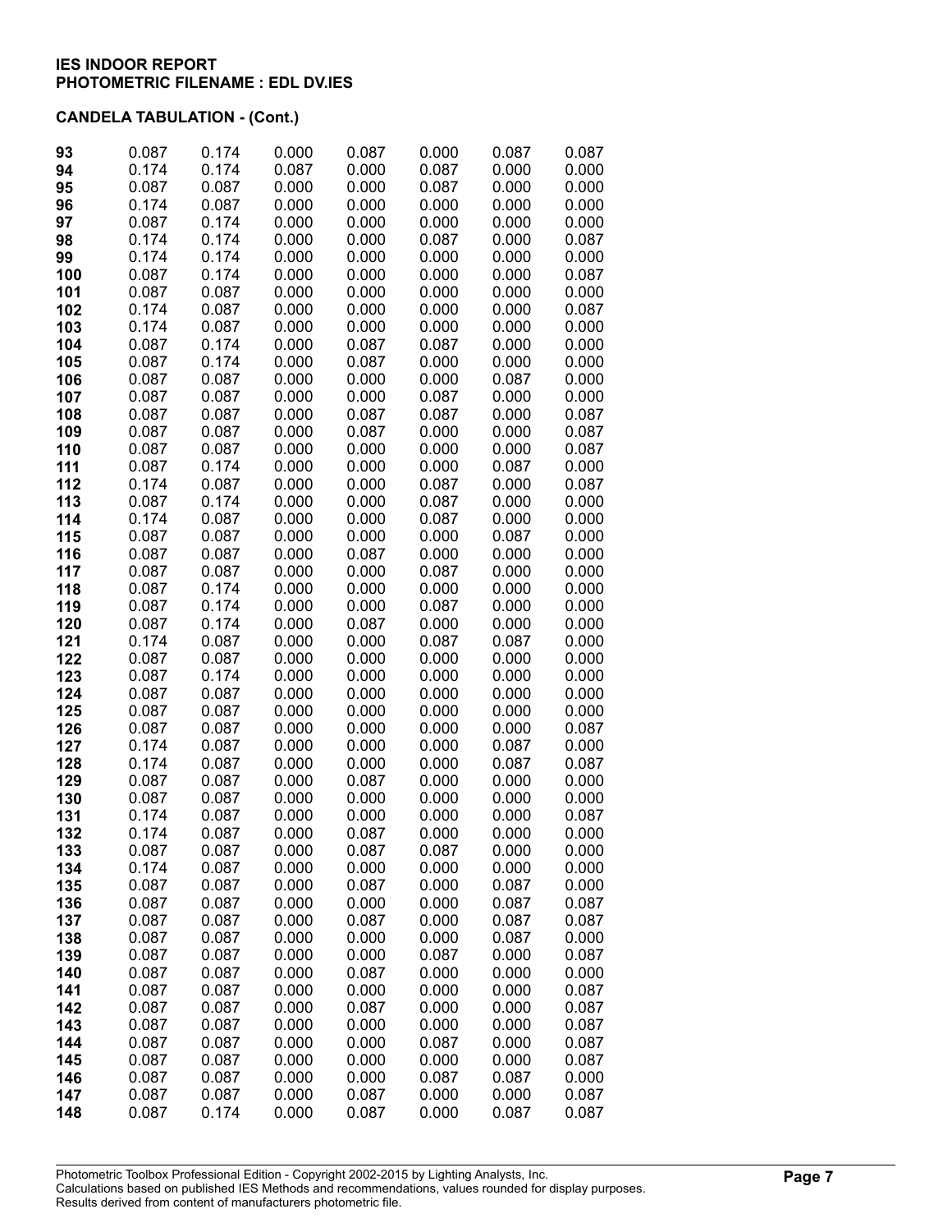**IES INDOOR REPORT**
**PHOTOMETRIC FILENAME : EDL DV.IES**

**CANDELA TABULATION - (Cont.)**

| | | | | | | | |
|---|---|---|---|---|---|---|---|
| **93** | 0.087 | 0.174 | 0.000 | 0.087 | 0.000 | 0.087 | 0.087 |
| **94** | 0.174 | 0.174 | 0.087 | 0.000 | 0.087 | 0.000 | 0.000 |
| **95** | 0.087 | 0.087 | 0.000 | 0.000 | 0.087 | 0.000 | 0.000 |
| **96** | 0.174 | 0.087 | 0.000 | 0.000 | 0.000 | 0.000 | 0.000 |
| **97** | 0.087 | 0.174 | 0.000 | 0.000 | 0.000 | 0.000 | 0.000 |
| **98** | 0.174 | 0.174 | 0.000 | 0.000 | 0.087 | 0.000 | 0.087 |
| **99** | 0.174 | 0.174 | 0.000 | 0.000 | 0.000 | 0.000 | 0.000 |
| **100** | 0.087 | 0.174 | 0.000 | 0.000 | 0.000 | 0.000 | 0.087 |
| **101** | 0.087 | 0.087 | 0.000 | 0.000 | 0.000 | 0.000 | 0.000 |
| **102** | 0.174 | 0.087 | 0.000 | 0.000 | 0.000 | 0.000 | 0.087 |
| **103** | 0.174 | 0.087 | 0.000 | 0.000 | 0.000 | 0.000 | 0.000 |
| **104** | 0.087 | 0.174 | 0.000 | 0.087 | 0.087 | 0.000 | 0.000 |
| **105** | 0.087 | 0.174 | 0.000 | 0.087 | 0.000 | 0.000 | 0.000 |
| **106** | 0.087 | 0.087 | 0.000 | 0.000 | 0.000 | 0.087 | 0.000 |
| **107** | 0.087 | 0.087 | 0.000 | 0.000 | 0.087 | 0.000 | 0.000 |
| **108** | 0.087 | 0.087 | 0.000 | 0.087 | 0.087 | 0.000 | 0.087 |
| **109** | 0.087 | 0.087 | 0.000 | 0.087 | 0.000 | 0.000 | 0.087 |
| **110** | 0.087 | 0.087 | 0.000 | 0.000 | 0.000 | 0.000 | 0.087 |
| **111** | 0.087 | 0.174 | 0.000 | 0.000 | 0.000 | 0.087 | 0.000 |
| **112** | 0.174 | 0.087 | 0.000 | 0.000 | 0.087 | 0.000 | 0.087 |
| **113** | 0.087 | 0.174 | 0.000 | 0.000 | 0.087 | 0.000 | 0.000 |
| **114** | 0.174 | 0.087 | 0.000 | 0.000 | 0.087 | 0.000 | 0.000 |
| **115** | 0.087 | 0.087 | 0.000 | 0.000 | 0.000 | 0.087 | 0.000 |
| **116** | 0.087 | 0.087 | 0.000 | 0.087 | 0.000 | 0.000 | 0.000 |
| **117** | 0.087 | 0.087 | 0.000 | 0.000 | 0.087 | 0.000 | 0.000 |
| **118** | 0.087 | 0.174 | 0.000 | 0.000 | 0.000 | 0.000 | 0.000 |
| **119** | 0.087 | 0.174 | 0.000 | 0.000 | 0.087 | 0.000 | 0.000 |
| **120** | 0.087 | 0.174 | 0.000 | 0.087 | 0.000 | 0.000 | 0.000 |
| **121** | 0.174 | 0.087 | 0.000 | 0.000 | 0.087 | 0.087 | 0.000 |
| **122** | 0.087 | 0.087 | 0.000 | 0.000 | 0.000 | 0.000 | 0.000 |
| **123** | 0.087 | 0.174 | 0.000 | 0.000 | 0.000 | 0.000 | 0.000 |
| **124** | 0.087 | 0.087 | 0.000 | 0.000 | 0.000 | 0.000 | 0.000 |
| **125** | 0.087 | 0.087 | 0.000 | 0.000 | 0.000 | 0.000 | 0.000 |
| **126** | 0.087 | 0.087 | 0.000 | 0.000 | 0.000 | 0.000 | 0.087 |
| **127** | 0.174 | 0.087 | 0.000 | 0.000 | 0.000 | 0.087 | 0.000 |
| **128** | 0.174 | 0.087 | 0.000 | 0.000 | 0.000 | 0.087 | 0.087 |
| **129** | 0.087 | 0.087 | 0.000 | 0.087 | 0.000 | 0.000 | 0.000 |
| **130** | 0.087 | 0.087 | 0.000 | 0.000 | 0.000 | 0.000 | 0.000 |
| **131** | 0.174 | 0.087 | 0.000 | 0.000 | 0.000 | 0.000 | 0.087 |
| **132** | 0.174 | 0.087 | 0.000 | 0.087 | 0.000 | 0.000 | 0.000 |
| **133** | 0.087 | 0.087 | 0.000 | 0.087 | 0.087 | 0.000 | 0.000 |
| **134** | 0.174 | 0.087 | 0.000 | 0.000 | 0.000 | 0.000 | 0.000 |
| **135** | 0.087 | 0.087 | 0.000 | 0.087 | 0.000 | 0.087 | 0.000 |
| **136** | 0.087 | 0.087 | 0.000 | 0.000 | 0.000 | 0.087 | 0.087 |
| **137** | 0.087 | 0.087 | 0.000 | 0.087 | 0.000 | 0.087 | 0.087 |
| **138** | 0.087 | 0.087 | 0.000 | 0.000 | 0.000 | 0.087 | 0.000 |
| **139** | 0.087 | 0.087 | 0.000 | 0.000 | 0.087 | 0.000 | 0.087 |
| **140** | 0.087 | 0.087 | 0.000 | 0.087 | 0.000 | 0.000 | 0.000 |
| **141** | 0.087 | 0.087 | 0.000 | 0.000 | 0.000 | 0.000 | 0.087 |
| **142** | 0.087 | 0.087 | 0.000 | 0.087 | 0.000 | 0.000 | 0.087 |
| **143** | 0.087 | 0.087 | 0.000 | 0.000 | 0.000 | 0.000 | 0.087 |
| **144** | 0.087 | 0.087 | 0.000 | 0.000 | 0.087 | 0.000 | 0.087 |
| **145** | 0.087 | 0.087 | 0.000 | 0.000 | 0.000 | 0.000 | 0.087 |
| **146** | 0.087 | 0.087 | 0.000 | 0.000 | 0.087 | 0.087 | 0.000 |
| **147** | 0.087 | 0.087 | 0.000 | 0.087 | 0.000 | 0.000 | 0.087 |
| **148** | 0.087 | 0.174 | 0.000 | 0.087 | 0.000 | 0.087 | 0.087 |

Photometric Toolbox Professional Edition - Copyright 2002-2015 by Lighting Analysts, Inc.
Calculations based on published IES Methods and recommendations, values rounded for display purposes.
Results derived from content of manufacturers photometric file.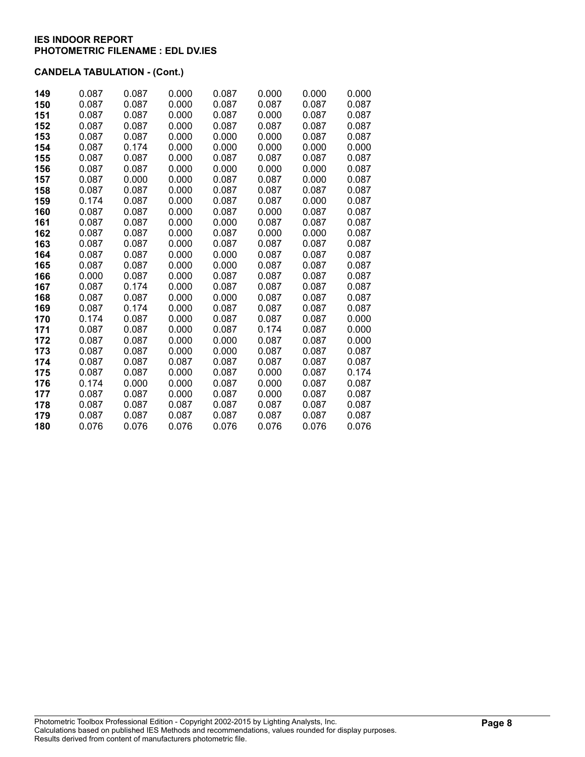**IES INDOOR REPORT**
**PHOTOMETRIC FILENAME : EDL DV.IES**

**CANDELA TABULATION - (Cont.)**

| | | | | | | | |
|---|---|---|---|---|---|---|---|
| **149** | 0.087 | 0.087 | 0.000 | 0.087 | 0.000 | 0.000 | 0.000 |
| **150** | 0.087 | 0.087 | 0.000 | 0.087 | 0.087 | 0.087 | 0.087 |
| **151** | 0.087 | 0.087 | 0.000 | 0.087 | 0.000 | 0.087 | 0.087 |
| **152** | 0.087 | 0.087 | 0.000 | 0.087 | 0.087 | 0.087 | 0.087 |
| **153** | 0.087 | 0.087 | 0.000 | 0.000 | 0.000 | 0.087 | 0.087 |
| **154** | 0.087 | 0.174 | 0.000 | 0.000 | 0.000 | 0.000 | 0.000 |
| **155** | 0.087 | 0.087 | 0.000 | 0.087 | 0.087 | 0.087 | 0.087 |
| **156** | 0.087 | 0.087 | 0.000 | 0.000 | 0.000 | 0.000 | 0.087 |
| **157** | 0.087 | 0.000 | 0.000 | 0.087 | 0.087 | 0.000 | 0.087 |
| **158** | 0.087 | 0.087 | 0.000 | 0.087 | 0.087 | 0.087 | 0.087 |
| **159** | 0.174 | 0.087 | 0.000 | 0.087 | 0.087 | 0.000 | 0.087 |
| **160** | 0.087 | 0.087 | 0.000 | 0.087 | 0.000 | 0.087 | 0.087 |
| **161** | 0.087 | 0.087 | 0.000 | 0.000 | 0.087 | 0.087 | 0.087 |
| **162** | 0.087 | 0.087 | 0.000 | 0.087 | 0.000 | 0.000 | 0.087 |
| **163** | 0.087 | 0.087 | 0.000 | 0.087 | 0.087 | 0.087 | 0.087 |
| **164** | 0.087 | 0.087 | 0.000 | 0.000 | 0.087 | 0.087 | 0.087 |
| **165** | 0.087 | 0.087 | 0.000 | 0.000 | 0.087 | 0.087 | 0.087 |
| **166** | 0.000 | 0.087 | 0.000 | 0.087 | 0.087 | 0.087 | 0.087 |
| **167** | 0.087 | 0.174 | 0.000 | 0.087 | 0.087 | 0.087 | 0.087 |
| **168** | 0.087 | 0.087 | 0.000 | 0.000 | 0.087 | 0.087 | 0.087 |
| **169** | 0.087 | 0.174 | 0.000 | 0.087 | 0.087 | 0.087 | 0.087 |
| **170** | 0.174 | 0.087 | 0.000 | 0.087 | 0.087 | 0.087 | 0.000 |
| **171** | 0.087 | 0.087 | 0.000 | 0.087 | 0.174 | 0.087 | 0.000 |
| **172** | 0.087 | 0.087 | 0.000 | 0.000 | 0.087 | 0.087 | 0.000 |
| **173** | 0.087 | 0.087 | 0.000 | 0.000 | 0.087 | 0.087 | 0.087 |
| **174** | 0.087 | 0.087 | 0.087 | 0.087 | 0.087 | 0.087 | 0.087 |
| **175** | 0.087 | 0.087 | 0.000 | 0.087 | 0.000 | 0.087 | 0.174 |
| **176** | 0.174 | 0.000 | 0.000 | 0.087 | 0.000 | 0.087 | 0.087 |
| **177** | 0.087 | 0.087 | 0.000 | 0.087 | 0.000 | 0.087 | 0.087 |
| **178** | 0.087 | 0.087 | 0.087 | 0.087 | 0.087 | 0.087 | 0.087 |
| **179** | 0.087 | 0.087 | 0.087 | 0.087 | 0.087 | 0.087 | 0.087 |
| **180** | 0.076 | 0.076 | 0.076 | 0.076 | 0.076 | 0.076 | 0.076 |

Photometric Toolbox Professional Edition - Copyright 2002-2015 by Lighting Analysts, Inc.
Calculations based on published IES Methods and recommendations, values rounded for display purposes.
Results derived from content of manufacturers photometric file.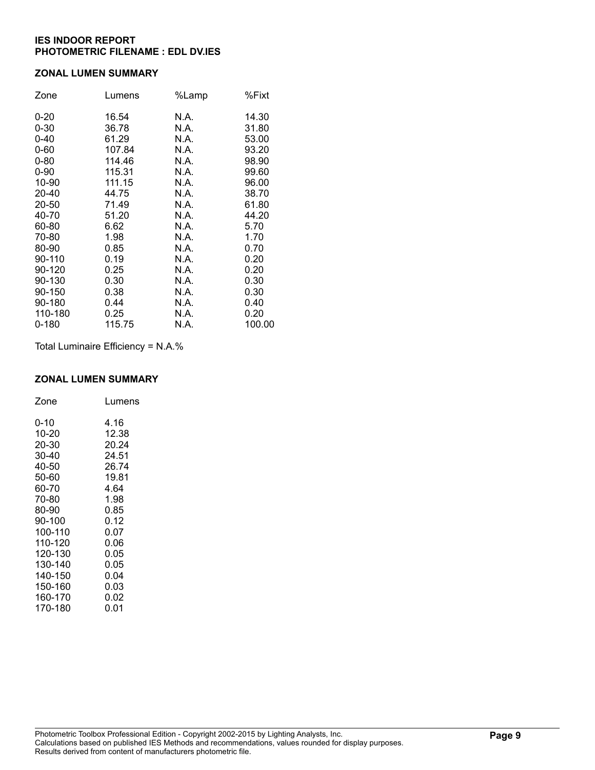**IES INDOOR REPORT**
**PHOTOMETRIC FILENAME : EDL DV.IES**

## ZONAL LUMEN SUMMARY

| Zone | Lumens | %Lamp | %Fixt |
|---|---|---|---|
| 0-20 | 16.54 | N.A. | 14.30 |
| 0-30 | 36.78 | N.A. | 31.80 |
| 0-40 | 61.29 | N.A. | 53.00 |
| 0-60 | 107.84 | N.A. | 93.20 |
| 0-80 | 114.46 | N.A. | 98.90 |
| 0-90 | 115.31 | N.A. | 99.60 |
| 10-90 | 111.15 | N.A. | 96.00 |
| 20-40 | 44.75 | N.A. | 38.70 |
| 20-50 | 71.49 | N.A. | 61.80 |
| 40-70 | 51.20 | N.A. | 44.20 |
| 60-80 | 6.62 | N.A. | 5.70 |
| 70-80 | 1.98 | N.A. | 1.70 |
| 80-90 | 0.85 | N.A. | 0.70 |
| 90-110 | 0.19 | N.A. | 0.20 |
| 90-120 | 0.25 | N.A. | 0.20 |
| 90-130 | 0.30 | N.A. | 0.30 |
| 90-150 | 0.38 | N.A. | 0.30 |
| 90-180 | 0.44 | N.A. | 0.40 |
| 110-180 | 0.25 | N.A. | 0.20 |
| 0-180 | 115.75 | N.A. | 100.00 |

Total Luminaire Efficiency = N.A.%

## ZONAL LUMEN SUMMARY

| Zone | Lumens |
|---|---|
| 0-10 | 4.16 |
| 10-20 | 12.38 |
| 20-30 | 20.24 |
| 30-40 | 24.51 |
| 40-50 | 26.74 |
| 50-60 | 19.81 |
| 60-70 | 4.64 |
| 70-80 | 1.98 |
| 80-90 | 0.85 |
| 90-100 | 0.12 |
| 100-110 | 0.07 |
| 110-120 | 0.06 |
| 120-130 | 0.05 |
| 130-140 | 0.05 |
| 140-150 | 0.04 |
| 150-160 | 0.03 |
| 160-170 | 0.02 |
| 170-180 | 0.01 |

Photometric Toolbox Professional Edition - Copyright 2002-2015 by Lighting Analysts, Inc.
Calculations based on published IES Methods and recommendations, values rounded for display purposes.
Results derived from content of manufacturers photometric file.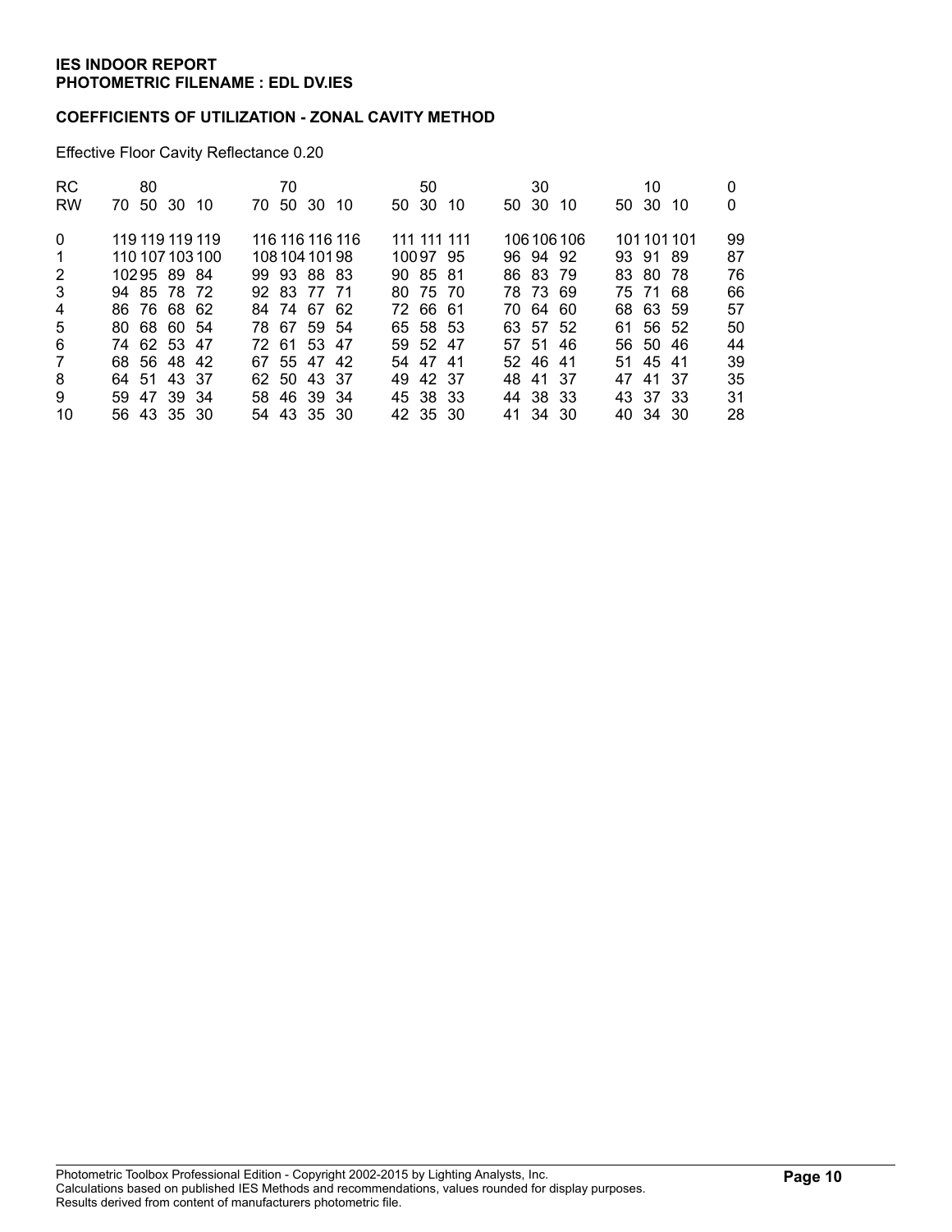**IES INDOOR REPORT**
**PHOTOMETRIC FILENAME : EDL DV.IES**

**COEFFICIENTS OF UTILIZATION - ZONAL CAVITY METHOD**

Effective Floor Cavity Reflectance 0.20

| RC | 80 | | | | 70 | | | | 50 | | | 30 | | | 10 | | | 0 |
|---|---|---|---|---|---|---|---|---|---|---|---|---|---|---|---|---|---|---|
| RW | 70 | 50 | 30 | 10 | 70 | 50 | 30 | 10 | 50 | 30 | 10 | 50 | 30 | 10 | 50 | 30 | 10 | 0 |
| 0 | 119 | 119 | 119 | 119 | 116 | 116 | 116 | 116 | 111 | 111 | 111 | 106 | 106 | 106 | 101 | 101 | 101 | 99 |
| 1 | 110 | 107 | 103 | 100 | 108 | 104 | 101 | 98 | 100 | 97 | 95 | 96 | 94 | 92 | 93 | 91 | 89 | 87 |
| 2 | 102 | 95 | 89 | 84 | 99 | 93 | 88 | 83 | 90 | 85 | 81 | 86 | 83 | 79 | 83 | 80 | 78 | 76 |
| 3 | 94 | 85 | 78 | 72 | 92 | 83 | 77 | 71 | 80 | 75 | 70 | 78 | 73 | 69 | 75 | 71 | 68 | 66 |
| 4 | 86 | 76 | 68 | 62 | 84 | 74 | 67 | 62 | 72 | 66 | 61 | 70 | 64 | 60 | 68 | 63 | 59 | 57 |
| 5 | 80 | 68 | 60 | 54 | 78 | 67 | 59 | 54 | 65 | 58 | 53 | 63 | 57 | 52 | 61 | 56 | 52 | 50 |
| 6 | 74 | 62 | 53 | 47 | 72 | 61 | 53 | 47 | 59 | 52 | 47 | 57 | 51 | 46 | 56 | 50 | 46 | 44 |
| 7 | 68 | 56 | 48 | 42 | 67 | 55 | 47 | 42 | 54 | 47 | 41 | 52 | 46 | 41 | 51 | 45 | 41 | 39 |
| 8 | 64 | 51 | 43 | 37 | 62 | 50 | 43 | 37 | 49 | 42 | 37 | 48 | 41 | 37 | 47 | 41 | 37 | 35 |
| 9 | 59 | 47 | 39 | 34 | 58 | 46 | 39 | 34 | 45 | 38 | 33 | 44 | 38 | 33 | 43 | 37 | 33 | 31 |
| 10 | 56 | 43 | 35 | 30 | 54 | 43 | 35 | 30 | 42 | 35 | 30 | 41 | 34 | 30 | 40 | 34 | 30 | 28 |

Photometric Toolbox Professional Edition - Copyright 2002-2015 by Lighting Analysts, Inc.
Calculations based on published IES Methods and recommendations, values rounded for display purposes.
Results derived from content of manufacturers photometric file.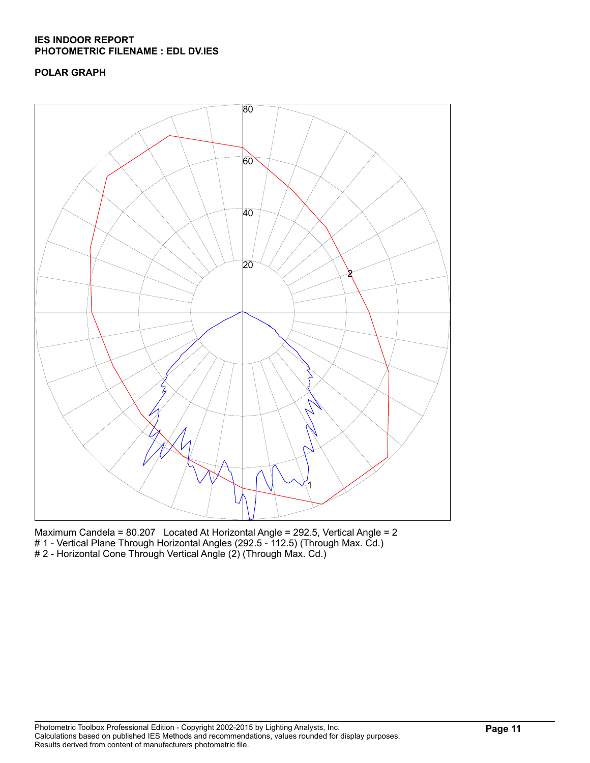**IES INDOOR REPORT**
**PHOTOMETRIC FILENAME : EDL DV.IES**

**POLAR GRAPH**

80

60

40

20

2

1

Maximum Candela = 80.207 Located At Horizontal Angle = 292.5, Vertical Angle = 2
# 1 - Vertical Plane Through Horizontal Angles (292.5 - 112.5) (Through Max. Cd.)
# 2 - Horizontal Cone Through Vertical Angle (2) (Through Max. Cd.)

Photometric Toolbox Professional Edition - Copyright 2002-2015 by Lighting Analysts, Inc.
Calculations based on published IES Methods and recommendations, values rounded for display purposes.
Results derived from content of manufacturers photometric file.